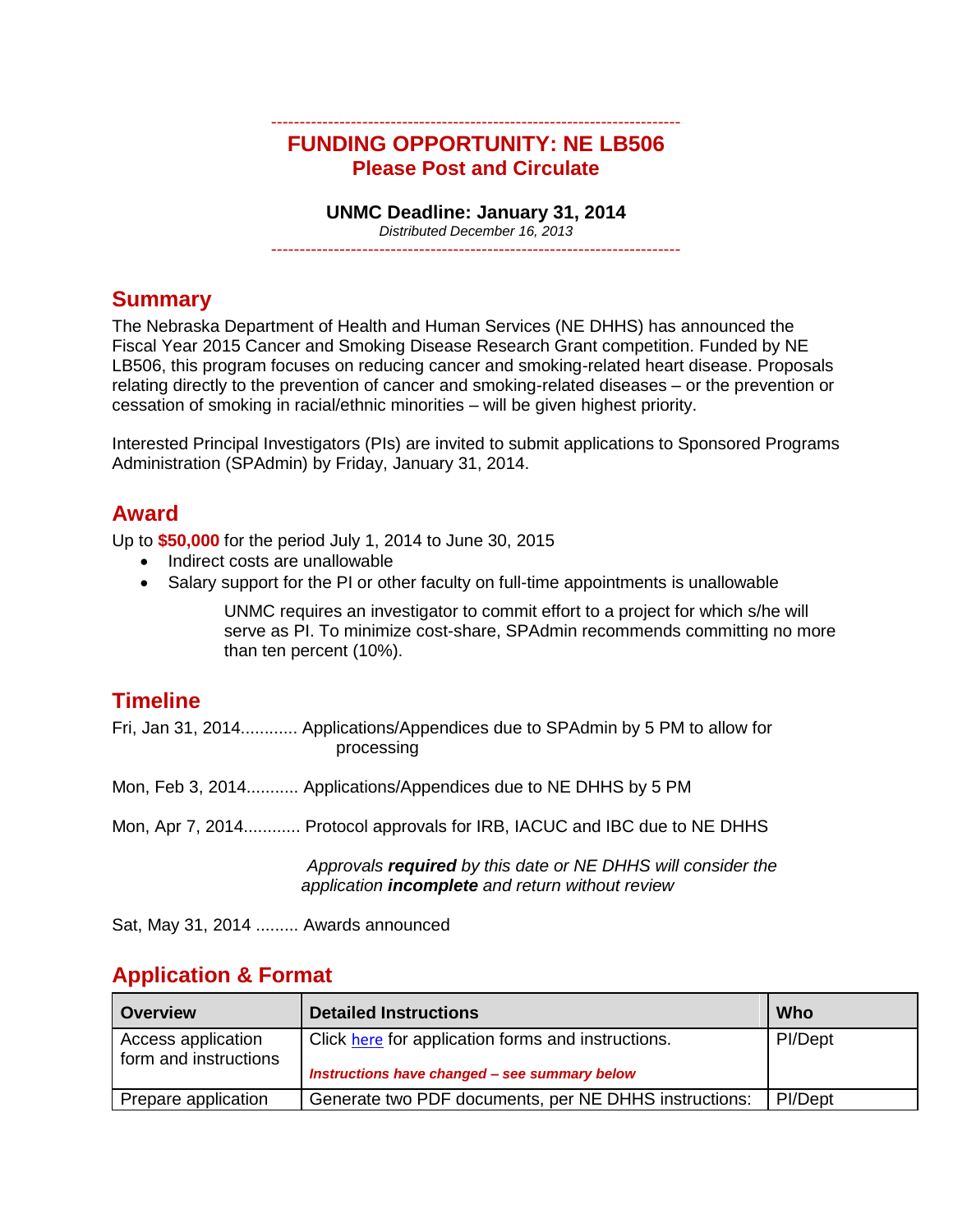# FUNDING OPPORTUNITY: NE LB506

## Please Post and Circulate

**UNMC Deadline: January 31, 2014**

*Distributed December 16, 2013*

## Summary

The Nebraska Department of Health and Human Services (NE DHHS) has announced the Fiscal Year 2015 Cancer and Smoking Disease Research Grant competition. Funded by NE LB506, this program focuses on reducing cancer and smoking-related heart disease. Proposals relating directly to the prevention of cancer and smoking-related diseases – or the prevention or cessation of smoking in racial/ethnic minorities – will be given highest priority.

Interested Principal Investigators (PIs) are invited to submit applications to Sponsored Programs Administration (SPAdmin) by Friday, January 31, 2014.

## Award

Up to **$50,000** for the period July 1, 2014 to June 30, 2015

- Indirect costs are unallowable
- Salary support for the PI or other faculty on full-time appointments is unallowable

  UNMC requires an investigator to commit effort to a project for which s/he will serve as PI. To minimize cost-share, SPAdmin recommends committing no more than ten percent (10%).

## Timeline

Fri, Jan 31, 2014............ Applications/Appendices due to SPAdmin by 5 PM to allow for processing

Mon, Feb 3, 2014........... Applications/Appendices due to NE DHHS by 5 PM

Mon, Apr 7, 2014............ Protocol approvals for IRB, IACUC and IBC due to NE DHHS

*Approvals **required** by this date or NE DHHS will consider the application **incomplete** and return without review*

Sat, May 31, 2014 ......... Awards announced

## Application & Format

| Overview | Detailed Instructions | Who |
|---|---|---|
| Access application form and instructions | Click here for application forms and instructions.<br>***Instructions have changed – see summary below*** | PI/Dept |
| Prepare application | Generate two PDF documents, per NE DHHS instructions: | PI/Dept |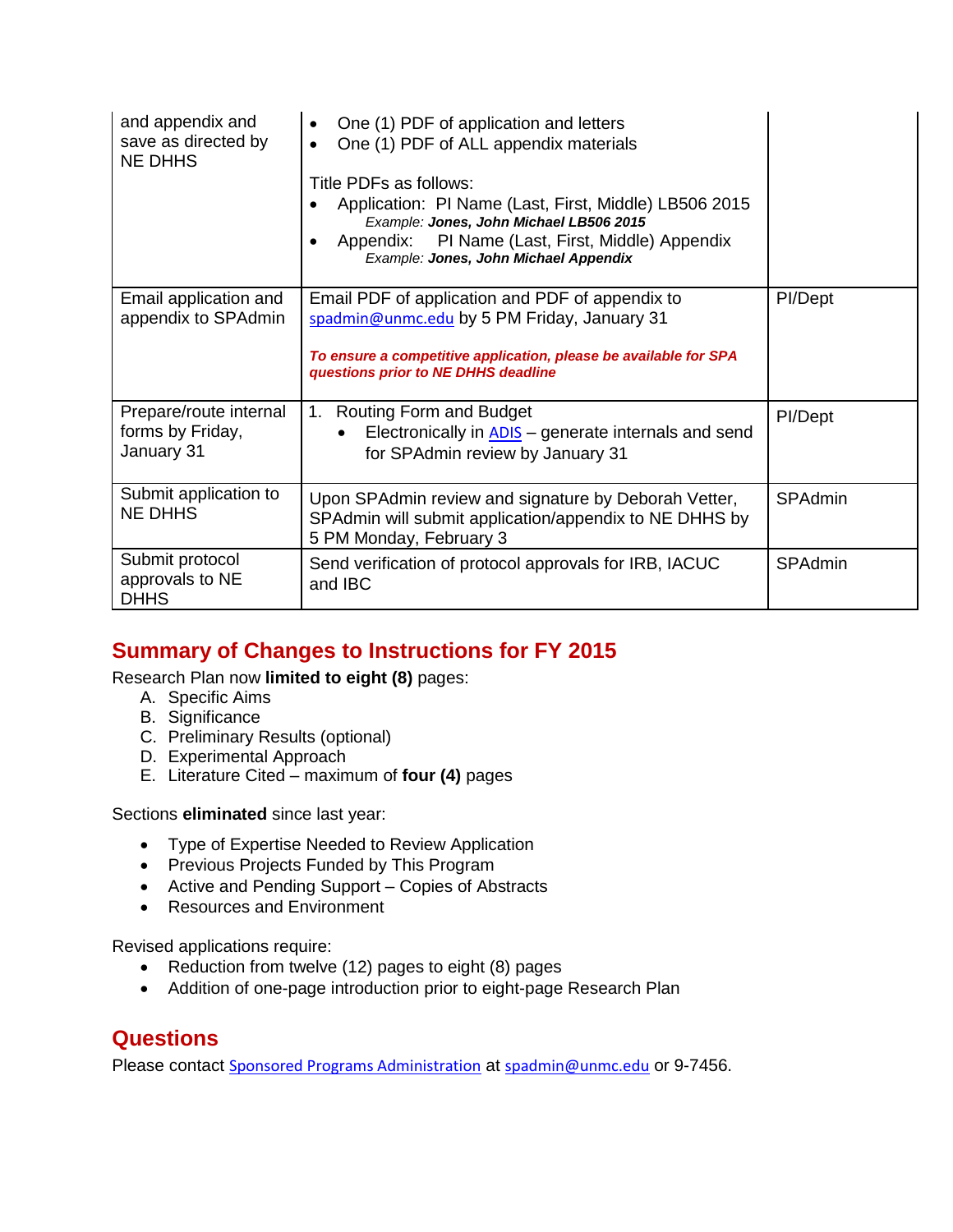| | | |
|---|---|---|
| and appendix and save as directed by NE DHHS | • One (1) PDF of application and letters<br>• One (1) PDF of ALL appendix materials<br><br>Title PDFs as follows:<br>• Application: PI Name (Last, First, Middle) LB506 2015<br>*Example:* ***Jones, John Michael LB506 2015***<br>• Appendix: PI Name (Last, First, Middle) Appendix<br>*Example:* ***Jones, John Michael Appendix*** | |
| Email application and appendix to SPAdmin | Email PDF of application and PDF of appendix to spadmin@unmc.edu by 5 PM Friday, January 31<br><br>***To ensure a competitive application, please be available for SPA questions prior to NE DHHS deadline*** | PI/Dept |
| Prepare/route internal forms by Friday, January 31 | 1. Routing Form and Budget<br>• Electronically in ADIS – generate internals and send for SPAdmin review by January 31 | PI/Dept |
| Submit application to NE DHHS | Upon SPAdmin review and signature by Deborah Vetter, SPAdmin will submit application/appendix to NE DHHS by 5 PM Monday, February 3 | SPAdmin |
| Submit protocol approvals to NE DHHS | Send verification of protocol approvals for IRB, IACUC and IBC | SPAdmin |

## Summary of Changes to Instructions for FY 2015

Research Plan now **limited to eight (8)** pages:

A. Specific Aims
B. Significance
C. Preliminary Results (optional)
D. Experimental Approach
E. Literature Cited – maximum of **four (4)** pages

Sections **eliminated** since last year:

- Type of Expertise Needed to Review Application
- Previous Projects Funded by This Program
- Active and Pending Support – Copies of Abstracts
- Resources and Environment

Revised applications require:

- Reduction from twelve (12) pages to eight (8) pages
- Addition of one-page introduction prior to eight-page Research Plan

## Questions

Please contact Sponsored Programs Administration at spadmin@unmc.edu or 9-7456.